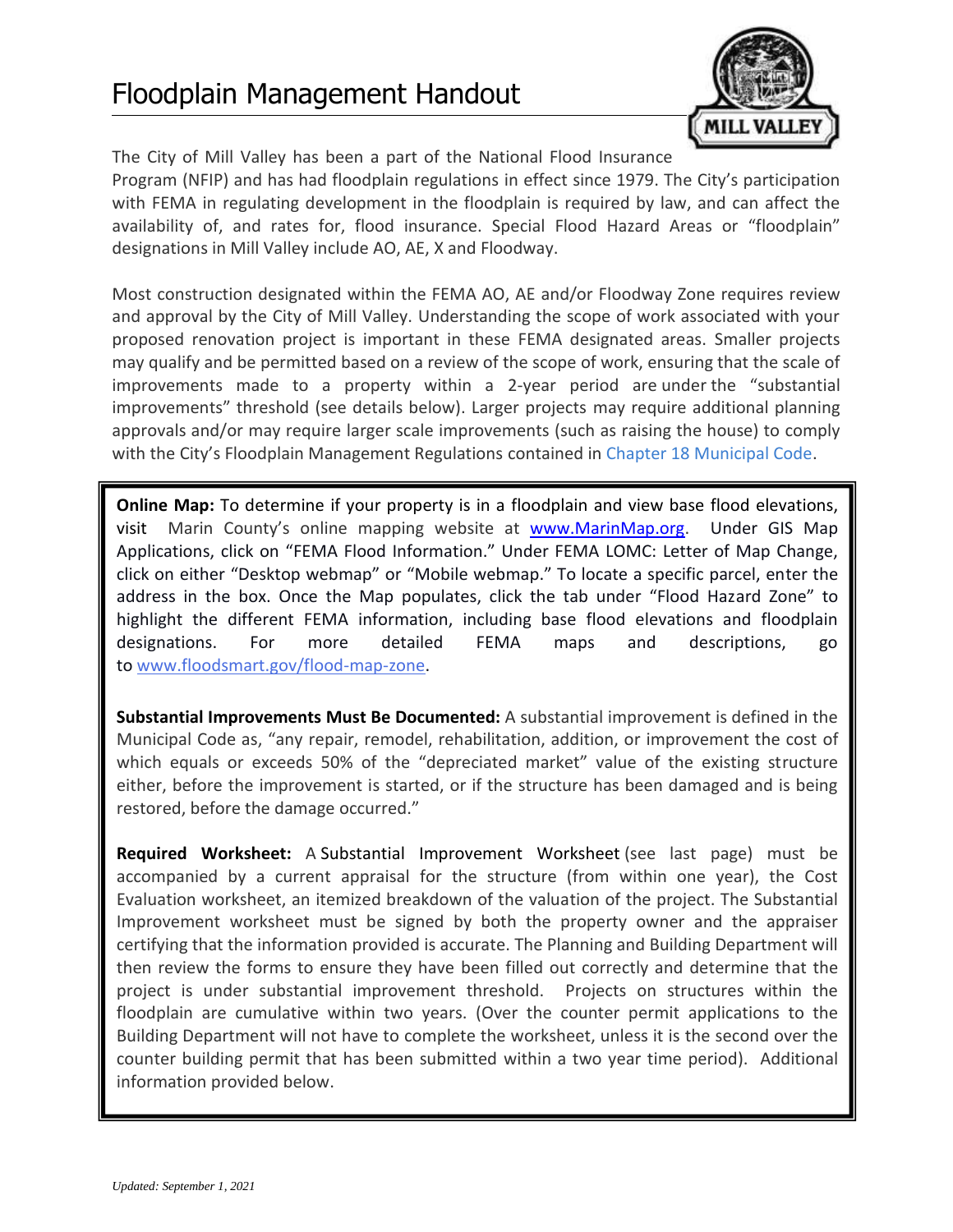# Floodplain Management Handout

The City of Mill Valley has been a part of the National Flood Insurance Program (NFIP) and has had floodplain regulations in effect since 1979. The City's participation with FEMA in regulating development in the floodplain is required by law, and can affect the availability of, and rates for, flood insurance. Special Flood Hazard Areas or "floodplain" designations in Mill Valley include AO, AE, X and Floodway.

Most construction designated within the FEMA AO, AE and/or Floodway Zone requires review and approval by the City of Mill Valley. Understanding the scope of work associated with your proposed renovation project is important in these FEMA designated areas. Smaller projects may qualify and be permitted based on a review of the scope of work, ensuring that the scale of improvements made to a property within a 2-year period are under the "substantial improvements" threshold (see details below). Larger projects may require additional planning approvals and/or may require larger scale improvements (such as raising the house) to comply with the City's Floodplain Management Regulations contained in Chapter 18 Municipal Code.

**Online Map:** To determine if your property is in a floodplain and view base flood elevations, visit Marin County's online mapping website at www.MarinMap.org. Under GIS Map Applications, click on "FEMA Flood Information." Under FEMA LOMC: Letter of Map Change, click on either "Desktop webmap" or "Mobile webmap." To locate a specific parcel, enter the address in the box. Once the Map populates, click the tab under "Flood Hazard Zone" to highlight the different FEMA information, including base flood elevations and floodplain designations. For more detailed FEMA maps and descriptions, go to www.floodsmart.gov/flood-map-zone.

**Substantial Improvements Must Be Documented:** A substantial improvement is defined in the Municipal Code as, "any repair, remodel, rehabilitation, addition, or improvement the cost of which equals or exceeds 50% of the "depreciated market" value of the existing structure either, before the improvement is started, or if the structure has been damaged and is being restored, before the damage occurred."

**Required Worksheet:** A Substantial Improvement Worksheet (see last page) must be accompanied by a current appraisal for the structure (from within one year), the Cost Evaluation worksheet, an itemized breakdown of the valuation of the project. The Substantial Improvement worksheet must be signed by both the property owner and the appraiser certifying that the information provided is accurate. The Planning and Building Department will then review the forms to ensure they have been filled out correctly and determine that the project is under substantial improvement threshold. Projects on structures within the floodplain are cumulative within two years. (Over the counter permit applications to the Building Department will not have to complete the worksheet, unless it is the second over the counter building permit that has been submitted within a two year time period). Additional information provided below.

*Updated: September 1, 2021*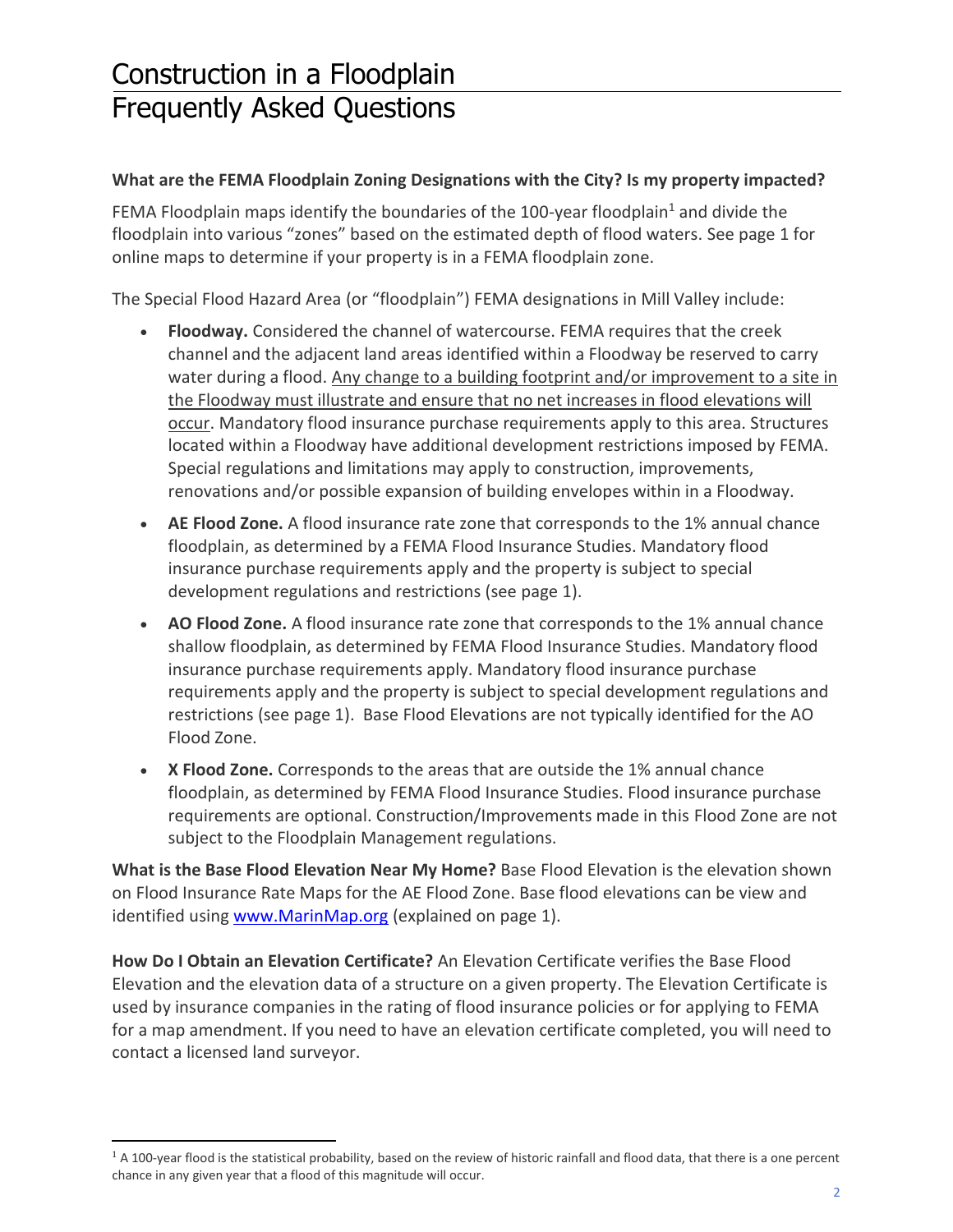# Construction in a Floodplain
# Frequently Asked Questions

**What are the FEMA Floodplain Zoning Designations with the City? Is my property impacted?**

FEMA Floodplain maps identify the boundaries of the 100-year floodplain[1] and divide the floodplain into various "zones" based on the estimated depth of flood waters. See page 1 for online maps to determine if your property is in a FEMA floodplain zone.

The Special Flood Hazard Area (or "floodplain") FEMA designations in Mill Valley include:

- **Floodway.** Considered the channel of watercourse. FEMA requires that the creek channel and the adjacent land areas identified within a Floodway be reserved to carry water during a flood. <u>Any change to a building footprint and/or improvement to a site in the Floodway must illustrate and ensure that no net increases in flood elevations will occur</u>. Mandatory flood insurance purchase requirements apply to this area. Structures located within a Floodway have additional development restrictions imposed by FEMA. Special regulations and limitations may apply to construction, improvements, renovations and/or possible expansion of building envelopes within in a Floodway.
- **AE Flood Zone.** A flood insurance rate zone that corresponds to the 1% annual chance floodplain, as determined by a FEMA Flood Insurance Studies. Mandatory flood insurance purchase requirements apply and the property is subject to special development regulations and restrictions (see page 1).
- **AO Flood Zone.** A flood insurance rate zone that corresponds to the 1% annual chance shallow floodplain, as determined by FEMA Flood Insurance Studies. Mandatory flood insurance purchase requirements apply. Mandatory flood insurance purchase requirements apply and the property is subject to special development regulations and restrictions (see page 1). Base Flood Elevations are not typically identified for the AO Flood Zone.
- **X Flood Zone.** Corresponds to the areas that are outside the 1% annual chance floodplain, as determined by FEMA Flood Insurance Studies. Flood insurance purchase requirements are optional. Construction/Improvements made in this Flood Zone are not subject to the Floodplain Management regulations.

**What is the Base Flood Elevation Near My Home?** Base Flood Elevation is the elevation shown on Flood Insurance Rate Maps for the AE Flood Zone. Base flood elevations can be view and identified using [www.MarinMap.org](http://www.MarinMap.org) (explained on page 1).

**How Do I Obtain an Elevation Certificate?** An Elevation Certificate verifies the Base Flood Elevation and the elevation data of a structure on a given property. The Elevation Certificate is used by insurance companies in the rating of flood insurance policies or for applying to FEMA for a map amendment. If you need to have an elevation certificate completed, you will need to contact a licensed land surveyor.

---

[1] A 100-year flood is the statistical probability, based on the review of historic rainfall and flood data, that there is a one percent chance in any given year that a flood of this magnitude will occur.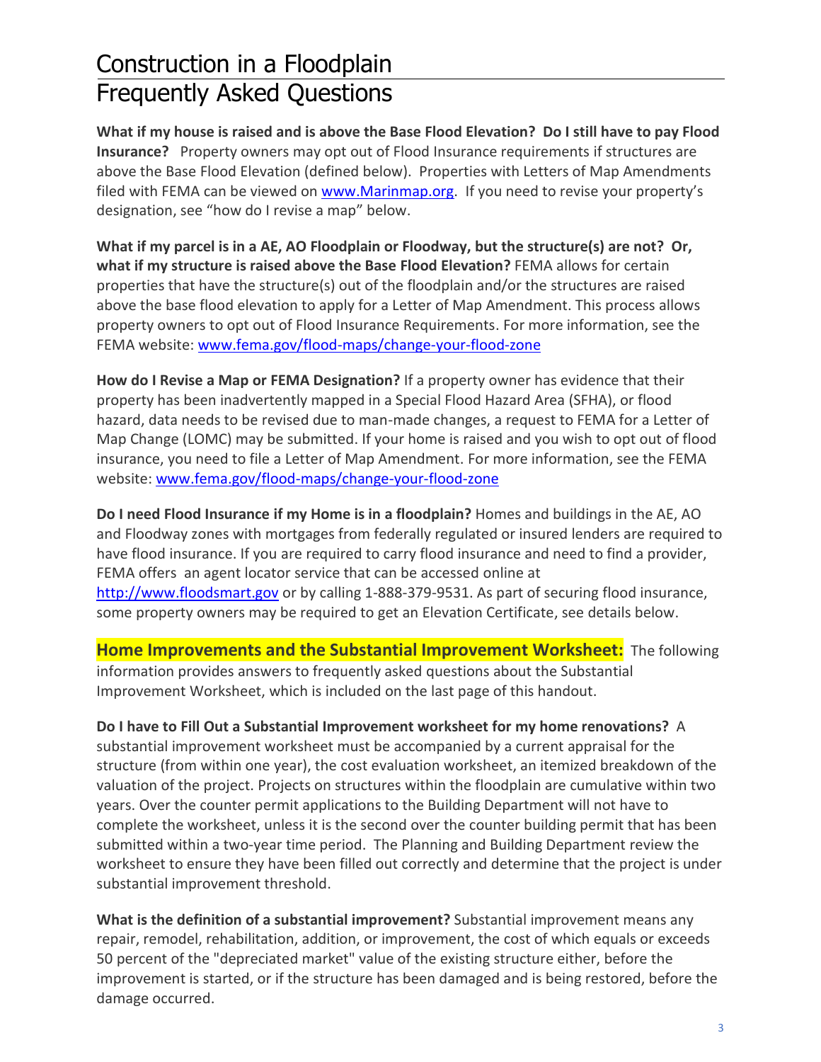# Construction in a Floodplain

# Frequently Asked Questions

**What if my house is raised and is above the Base Flood Elevation? Do I still have to pay Flood Insurance?** Property owners may opt out of Flood Insurance requirements if structures are above the Base Flood Elevation (defined below). Properties with Letters of Map Amendments filed with FEMA can be viewed on [www.Marinmap.org](http://www.Marinmap.org). If you need to revise your property's designation, see "how do I revise a map" below.

**What if my parcel is in a AE, AO Floodplain or Floodway, but the structure(s) are not? Or, what if my structure is raised above the Base Flood Elevation?** FEMA allows for certain properties that have the structure(s) out of the floodplain and/or the structures are raised above the base flood elevation to apply for a Letter of Map Amendment. This process allows property owners to opt out of Flood Insurance Requirements. For more information, see the FEMA website: [www.fema.gov/flood-maps/change-your-flood-zone](http://www.fema.gov/flood-maps/change-your-flood-zone)

**How do I Revise a Map or FEMA Designation?** If a property owner has evidence that their property has been inadvertently mapped in a Special Flood Hazard Area (SFHA), or flood hazard, data needs to be revised due to man-made changes, a request to FEMA for a Letter of Map Change (LOMC) may be submitted. If your home is raised and you wish to opt out of flood insurance, you need to file a Letter of Map Amendment. For more information, see the FEMA website: [www.fema.gov/flood-maps/change-your-flood-zone](http://www.fema.gov/flood-maps/change-your-flood-zone)

**Do I need Flood Insurance if my Home is in a floodplain?** Homes and buildings in the AE, AO and Floodway zones with mortgages from federally regulated or insured lenders are required to have flood insurance. If you are required to carry flood insurance and need to find a provider, FEMA offers an agent locator service that can be accessed online at [http://www.floodsmart.gov](http://www.floodsmart.gov) or by calling 1-888-379-9531. As part of securing flood insurance, some property owners may be required to get an Elevation Certificate, see details below.

**Home Improvements and the Substantial Improvement Worksheet:** The following information provides answers to frequently asked questions about the Substantial Improvement Worksheet, which is included on the last page of this handout.

**Do I have to Fill Out a Substantial Improvement worksheet for my home renovations?** A substantial improvement worksheet must be accompanied by a current appraisal for the structure (from within one year), the cost evaluation worksheet, an itemized breakdown of the valuation of the project. Projects on structures within the floodplain are cumulative within two years. Over the counter permit applications to the Building Department will not have to complete the worksheet, unless it is the second over the counter building permit that has been submitted within a two-year time period. The Planning and Building Department review the worksheet to ensure they have been filled out correctly and determine that the project is under substantial improvement threshold.

**What is the definition of a substantial improvement?** Substantial improvement means any repair, remodel, rehabilitation, addition, or improvement, the cost of which equals or exceeds 50 percent of the "depreciated market" value of the existing structure either, before the improvement is started, or if the structure has been damaged and is being restored, before the damage occurred.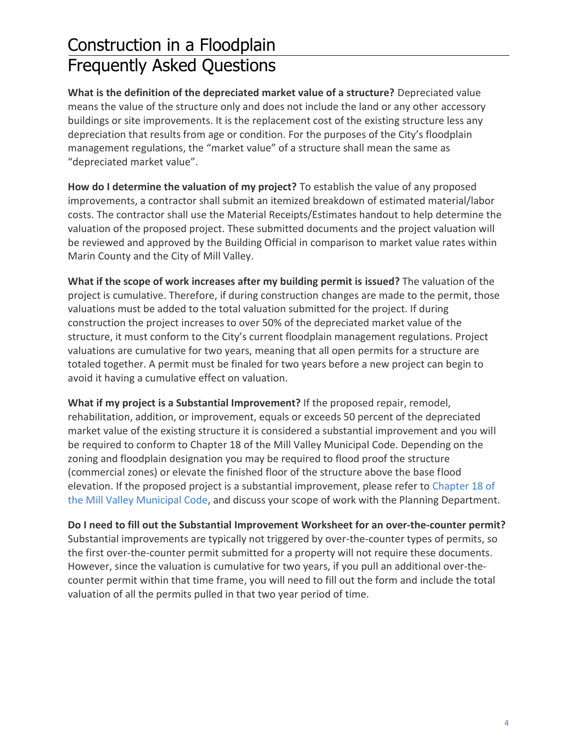# Construction in a Floodplain
## Frequently Asked Questions

**What is the definition of the depreciated market value of a structure?** Depreciated value means the value of the structure only and does not include the land or any other accessory buildings or site improvements. It is the replacement cost of the existing structure less any depreciation that results from age or condition. For the purposes of the City's floodplain management regulations, the "market value" of a structure shall mean the same as "depreciated market value".

**How do I determine the valuation of my project?** To establish the value of any proposed improvements, a contractor shall submit an itemized breakdown of estimated material/labor costs. The contractor shall use the Material Receipts/Estimates handout to help determine the valuation of the proposed project. These submitted documents and the project valuation will be reviewed and approved by the Building Official in comparison to market value rates within Marin County and the City of Mill Valley.

**What if the scope of work increases after my building permit is issued?** The valuation of the project is cumulative. Therefore, if during construction changes are made to the permit, those valuations must be added to the total valuation submitted for the project. If during construction the project increases to over 50% of the depreciated market value of the structure, it must conform to the City's current floodplain management regulations. Project valuations are cumulative for two years, meaning that all open permits for a structure are totaled together. A permit must be finaled for two years before a new project can begin to avoid it having a cumulative effect on valuation.

**What if my project is a Substantial Improvement?** If the proposed repair, remodel, rehabilitation, addition, or improvement, equals or exceeds 50 percent of the depreciated market value of the existing structure it is considered a substantial improvement and you will be required to conform to Chapter 18 of the Mill Valley Municipal Code. Depending on the zoning and floodplain designation you may be required to flood proof the structure (commercial zones) or elevate the finished floor of the structure above the base flood elevation. If the proposed project is a substantial improvement, please refer to Chapter 18 of the Mill Valley Municipal Code, and discuss your scope of work with the Planning Department.

**Do I need to fill out the Substantial Improvement Worksheet for an over-the-counter permit?** Substantial improvements are typically not triggered by over-the-counter types of permits, so the first over-the-counter permit submitted for a property will not require these documents. However, since the valuation is cumulative for two years, if you pull an additional over-the-counter permit within that time frame, you will need to fill out the form and include the total valuation of all the permits pulled in that two year period of time.